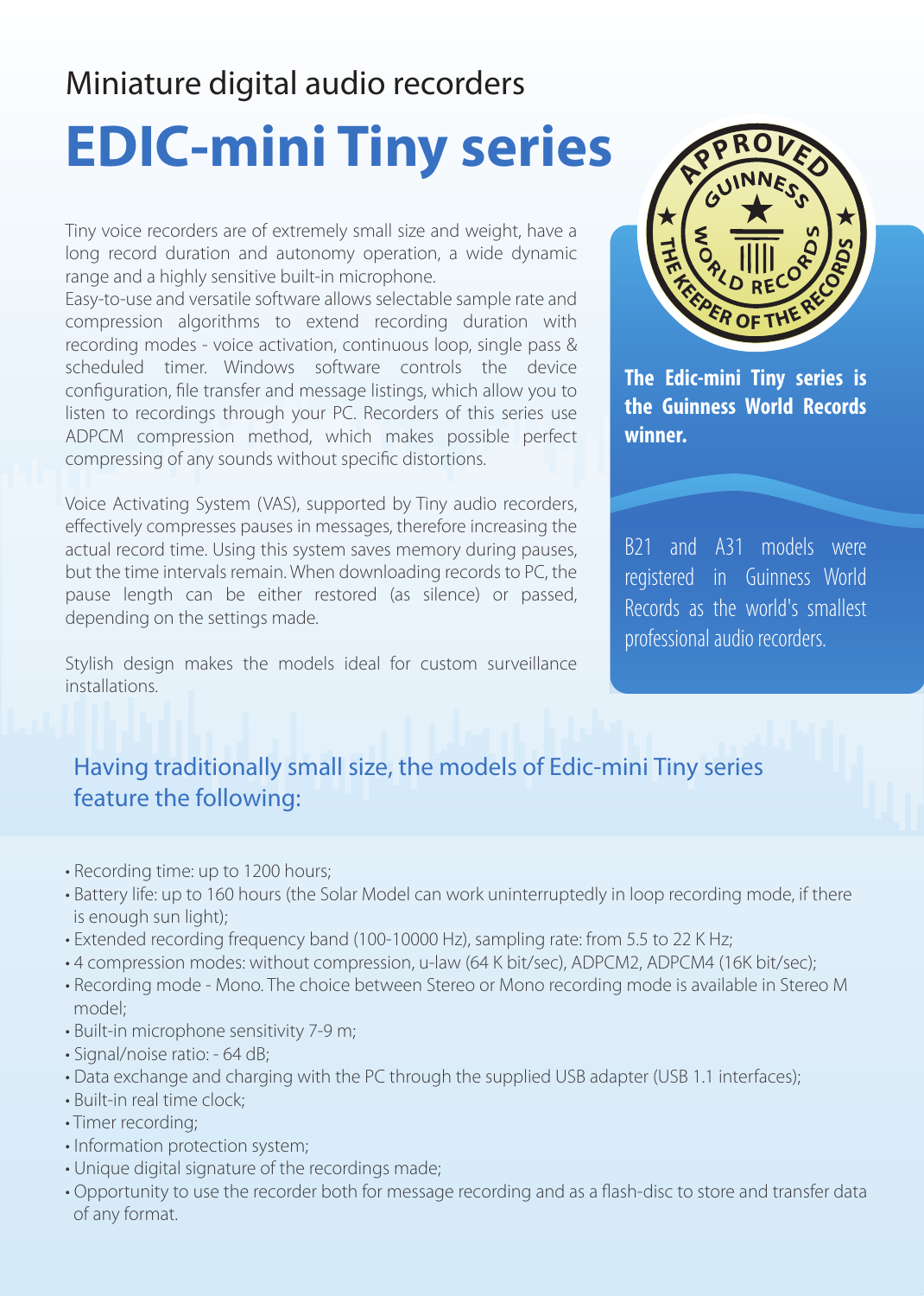Miniature digital audio recorders

# EDIC-mini Tiny series

Tiny voice recorders are of extremely small size and weight, have a long record duration and autonomy operation, a wide dynamic range and a highly sensitive built-in microphone.
Easy-to-use and versatile software allows selectable sample rate and compression algorithms to extend recording duration with recording modes - voice activation, continuous loop, single pass & scheduled timer. Windows software controls the device configuration, file transfer and message listings, which allow you to listen to recordings through your PC. Recorders of this series use ADPCM compression method, which makes possible perfect compressing of any sounds without specific distortions.

Voice Activating System (VAS), supported by Tiny audio recorders, effectively compresses pauses in messages, therefore increasing the actual record time. Using this system saves memory during pauses, but the time intervals remain. When downloading records to PC, the pause length can be either restored (as silence) or passed, depending on the settings made.

Stylish design makes the models ideal for custom surveillance installations.

APPROVED GUINNESS WORLD RECORDS THE KEEPER OF THE RECORDS

**The Edic-mini Tiny series is the Guinness World Records winner.**

B21 and A31 models were registered in Guinness World Records as the world's smallest professional audio recorders.

## Having traditionally small size, the models of Edic-mini Tiny series feature the following:

- Recording time: up to 1200 hours;
- Battery life: up to 160 hours (the Solar Model can work uninterruptedly in loop recording mode, if there is enough sun light);
- Extended recording frequency band (100-10000 Hz), sampling rate: from 5.5 to 22 K Hz;
- 4 compression modes: without compression, u-law (64 K bit/sec), ADPCM2, ADPCM4 (16K bit/sec);
- Recording mode - Mono. The choice between Stereo or Mono recording mode is available in Stereo M model;
- Built-in microphone sensitivity 7-9 m;
- Signal/noise ratio: - 64 dB;
- Data exchange and charging with the PC through the supplied USB adapter (USB 1.1 interfaces);
- Built-in real time clock;
- Timer recording;
- Information protection system;
- Unique digital signature of the recordings made;
- Opportunity to use the recorder both for message recording and as a flash-disc to store and transfer data of any format.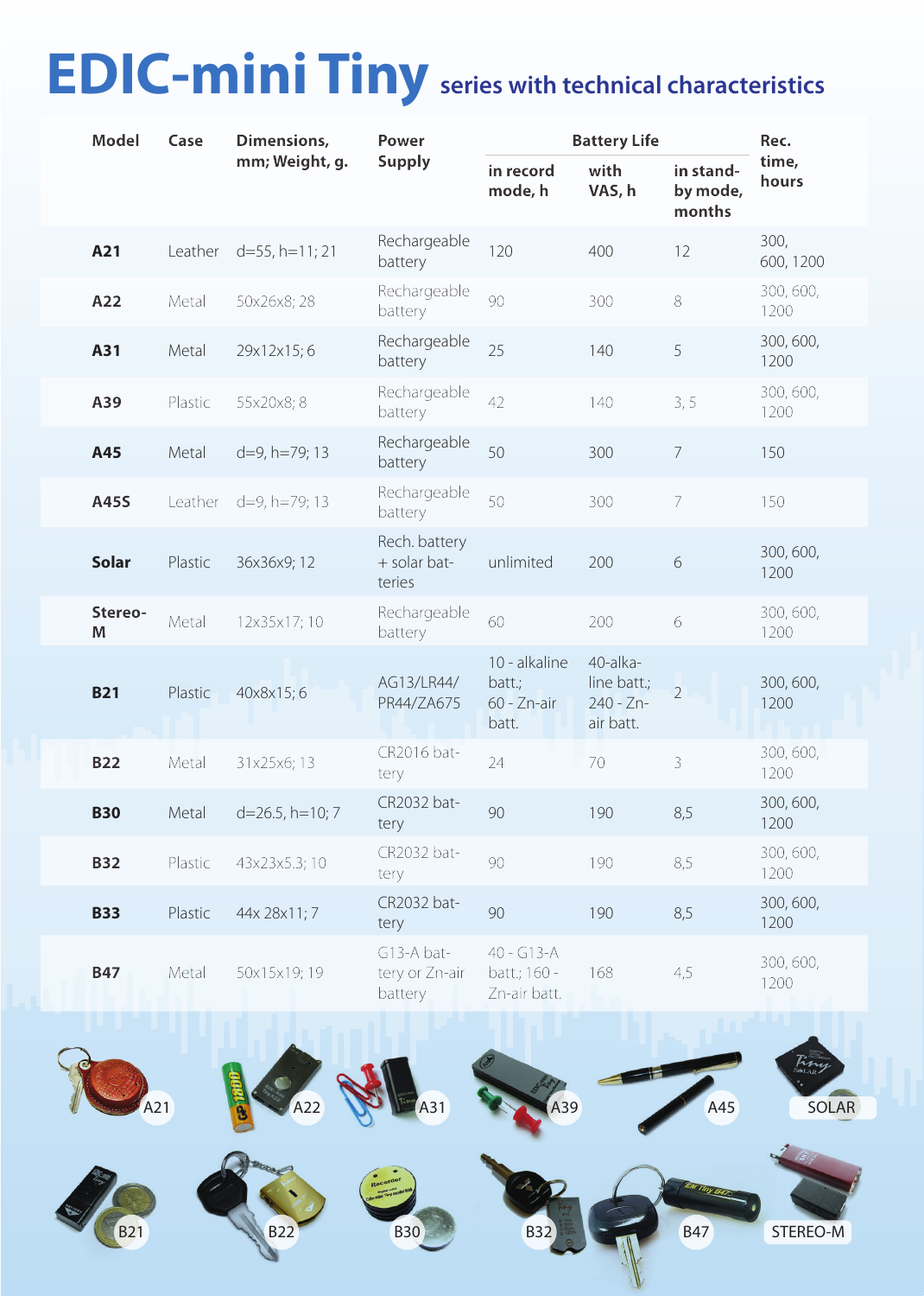# EDIC-mini Tiny series with technical characteristics

| Model | Case | Dimensions, mm; Weight, g. | Power Supply | Battery Life | | | Rec. time, hours |
|---|---|---|---|---|---|---|---|
| | | | | in record mode, h | with VAS, h | in stand-by mode, months | |
| **A21** | Leather | d=55, h=11; 21 | Rechargeable battery | 120 | 400 | 12 | 300, 600, 1200 |
| **A22** | Metal | 50x26x8; 28 | Rechargeable battery | 90 | 300 | 8 | 300, 600, 1200 |
| **A31** | Metal | 29x12x15; 6 | Rechargeable battery | 25 | 140 | 5 | 300, 600, 1200 |
| **A39** | Plastic | 55x20x8; 8 | Rechargeable battery | 42 | 140 | 3, 5 | 300, 600, 1200 |
| **A45** | Metal | d=9, h=79; 13 | Rechargeable battery | 50 | 300 | 7 | 150 |
| **A45S** | Leather | d=9, h=79; 13 | Rechargeable battery | 50 | 300 | 7 | 150 |
| **Solar** | Plastic | 36x36x9; 12 | Rech. battery + solar batteries | unlimited | 200 | 6 | 300, 600, 1200 |
| **Stereo-M** | Metal | 12x35x17; 10 | Rechargeable battery | 60 | 200 | 6 | 300, 600, 1200 |
| **B21** | Plastic | 40x8x15; 6 | AG13/LR44/PR44/ZA675 | 10 - alkaline batt.; 60 - Zn-air batt. | 40-alkaline batt.; 240 - Zn-air batt. | 2 | 300, 600, 1200 |
| **B22** | Metal | 31x25x6; 13 | CR2016 battery | 24 | 70 | 3 | 300, 600, 1200 |
| **B30** | Metal | d=26.5, h=10; 7 | CR2032 battery | 90 | 190 | 8,5 | 300, 600, 1200 |
| **B32** | Plastic | 43x23x5.3; 10 | CR2032 battery | 90 | 190 | 8,5 | 300, 600, 1200 |
| **B33** | Plastic | 44x 28x11; 7 | CR2032 battery | 90 | 190 | 8,5 | 300, 600, 1200 |
| **B47** | Metal | 50x15x19; 19 | G13-A battery or Zn-air battery | 40 - G13-A batt.; 160 - Zn-air batt. | 168 | 4,5 | 300, 600, 1200 |

A21 A22 A31 A39 A45 SOLAR

B21 B22 B30 B32 B47 STEREO-M